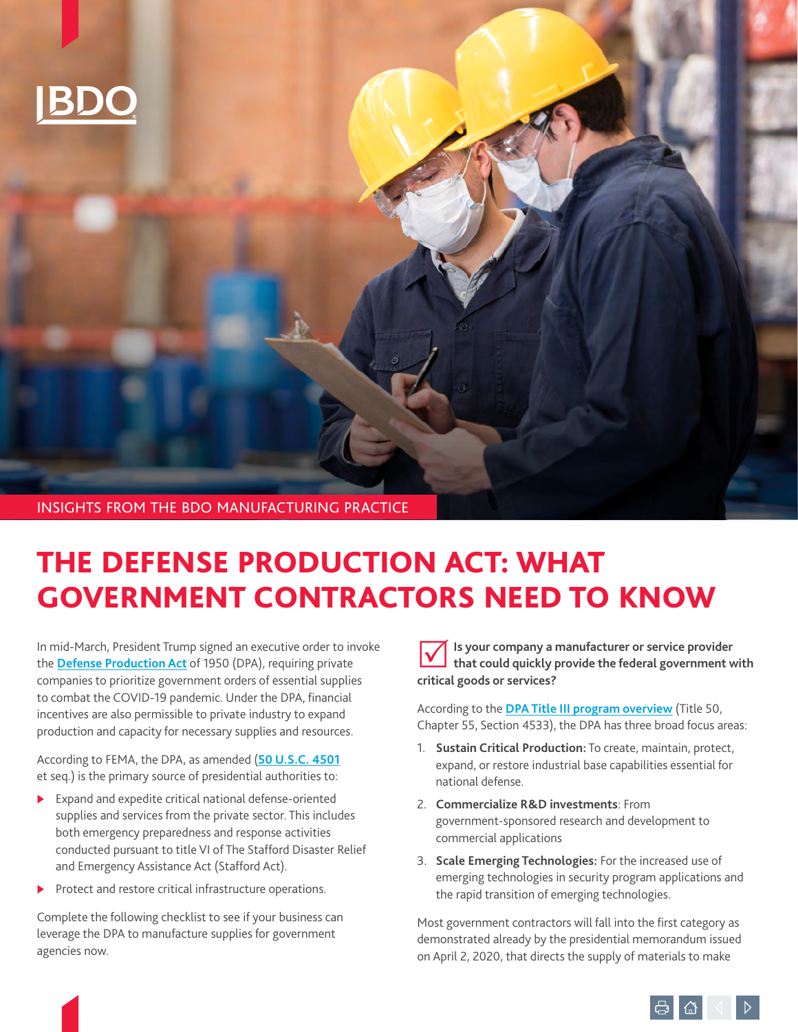INSIGHTS FROM THE BDO MANUFACTURING PRACTICE

# THE DEFENSE PRODUCTION ACT: WHAT GOVERNMENT CONTRACTORS NEED TO KNOW

In mid-March, President Trump signed an executive order to invoke the **Defense Production Act** of 1950 (DPA), requiring private companies to prioritize government orders of essential supplies to combat the COVID-19 pandemic. Under the DPA, financial incentives are also permissible to private industry to expand production and capacity for necessary supplies and resources.

According to FEMA, the DPA, as amended (**50 U.S.C. 4501** et seq.) is the primary source of presidential authorities to:

- Expand and expedite critical national defense-oriented supplies and services from the private sector. This includes both emergency preparedness and response activities conducted pursuant to title VI of The Stafford Disaster Relief and Emergency Assistance Act (Stafford Act).
- Protect and restore critical infrastructure operations.

Complete the following checklist to see if your business can leverage the DPA to manufacture supplies for government agencies now.

**Is your company a manufacturer or service provider that could quickly provide the federal government with critical goods or services?**

According to the **DPA Title III program overview** (Title 50, Chapter 55, Section 4533), the DPA has three broad focus areas:

1. **Sustain Critical Production:** To create, maintain, protect, expand, or restore industrial base capabilities essential for national defense.
2. **Commercialize R&D investments**: From government-sponsored research and development to commercial applications
3. **Scale Emerging Technologies:** For the increased use of emerging technologies in security program applications and the rapid transition of emerging technologies.

Most government contractors will fall into the first category as demonstrated already by the presidential memorandum issued on April 2, 2020, that directs the supply of materials to make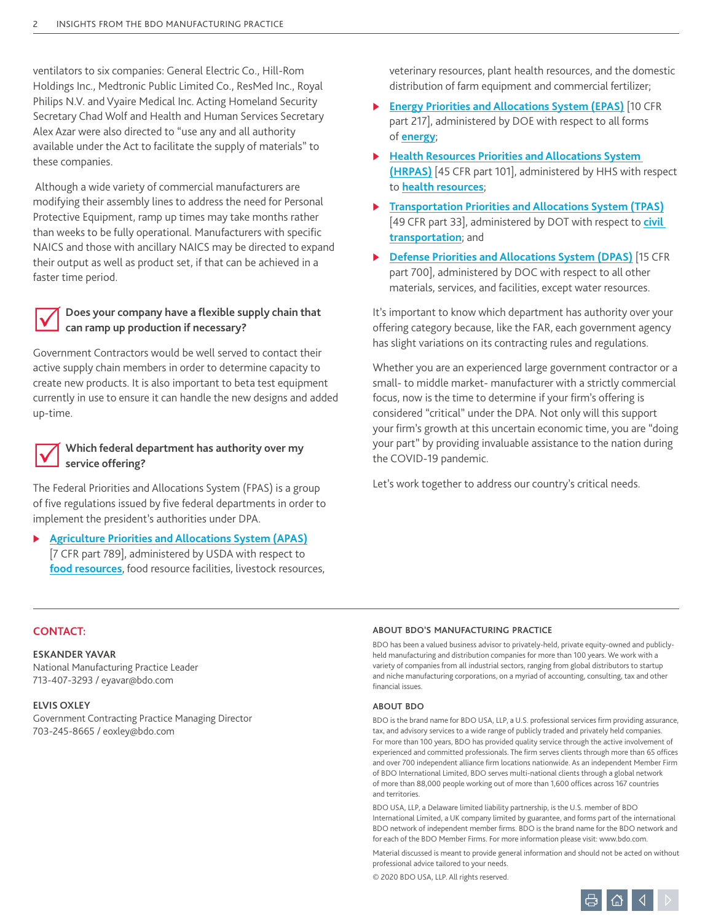ventilators to six companies: General Electric Co., Hill-Rom Holdings Inc., Medtronic Public Limited Co., ResMed Inc., Royal Philips N.V. and Vyaire Medical Inc. Acting Homeland Security Secretary Chad Wolf and Health and Human Services Secretary Alex Azar were also directed to "use any and all authority available under the Act to facilitate the supply of materials" to these companies.

Although a wide variety of commercial manufacturers are modifying their assembly lines to address the need for Personal Protective Equipment, ramp up times may take months rather than weeks to be fully operational. Manufacturers with specific NAICS and those with ancillary NAICS may be directed to expand their output as well as product set, if that can be achieved in a faster time period.

### Does your company have a flexible supply chain that can ramp up production if necessary?

Government Contractors would be well served to contact their active supply chain members in order to determine capacity to create new products. It is also important to beta test equipment currently in use to ensure it can handle the new designs and added up-time.

### Which federal department has authority over my service offering?

The Federal Priorities and Allocations System (FPAS) is a group of five regulations issued by five federal departments in order to implement the president's authorities under DPA.

- **Agriculture Priorities and Allocations System (APAS)** [7 CFR part 789], administered by USDA with respect to **food resources**, food resource facilities, livestock resources, veterinary resources, plant health resources, and the domestic distribution of farm equipment and commercial fertilizer;
- **Energy Priorities and Allocations System (EPAS)** [10 CFR part 217], administered by DOE with respect to all forms of **energy**;
- **Health Resources Priorities and Allocations System (HRPAS)** [45 CFR part 101], administered by HHS with respect to **health resources**;
- **Transportation Priorities and Allocations System (TPAS)** [49 CFR part 33], administered by DOT with respect to **civil transportation**; and
- **Defense Priorities and Allocations System (DPAS)** [15 CFR part 700], administered by DOC with respect to all other materials, services, and facilities, except water resources.

It's important to know which department has authority over your offering category because, like the FAR, each government agency has slight variations on its contracting rules and regulations.

Whether you are an experienced large government contractor or a small- to middle market- manufacturer with a strictly commercial focus, now is the time to determine if your firm's offering is considered "critical" under the DPA. Not only will this support your firm's growth at this uncertain economic time, you are "doing your part" by providing invaluable assistance to the nation during the COVID-19 pandemic.

Let's work together to address our country's critical needs.

---

**CONTACT:**

**ESKANDER YAVAR**
National Manufacturing Practice Leader
713-407-3293 / eyavar@bdo.com

**ELVIS OXLEY**
Government Contracting Practice Managing Director
703-245-8665 / eoxley@bdo.com

**ABOUT BDO'S MANUFACTURING PRACTICE**

BDO has been a valued business advisor to privately-held, private equity-owned and publicly-held manufacturing and distribution companies for more than 100 years. We work with a variety of companies from all industrial sectors, ranging from global distributors to startup and niche manufacturing corporations, on a myriad of accounting, consulting, tax and other financial issues.

**ABOUT BDO**

BDO is the brand name for BDO USA, LLP, a U.S. professional services firm providing assurance, tax, and advisory services to a wide range of publicly traded and privately held companies. For more than 100 years, BDO has provided quality service through the active involvement of experienced and committed professionals. The firm serves clients through more than 65 offices and over 700 independent alliance firm locations nationwide. As an independent Member Firm of BDO International Limited, BDO serves multi-national clients through a global network of more than 88,000 people working out of more than 1,600 offices across 167 countries and territories.

BDO USA, LLP, a Delaware limited liability partnership, is the U.S. member of BDO International Limited, a UK company limited by guarantee, and forms part of the international BDO network of independent member firms. BDO is the brand name for the BDO network and for each of the BDO Member Firms. For more information please visit: www.bdo.com.

Material discussed is meant to provide general information and should not be acted on without professional advice tailored to your needs.

© 2020 BDO USA, LLP. All rights reserved.